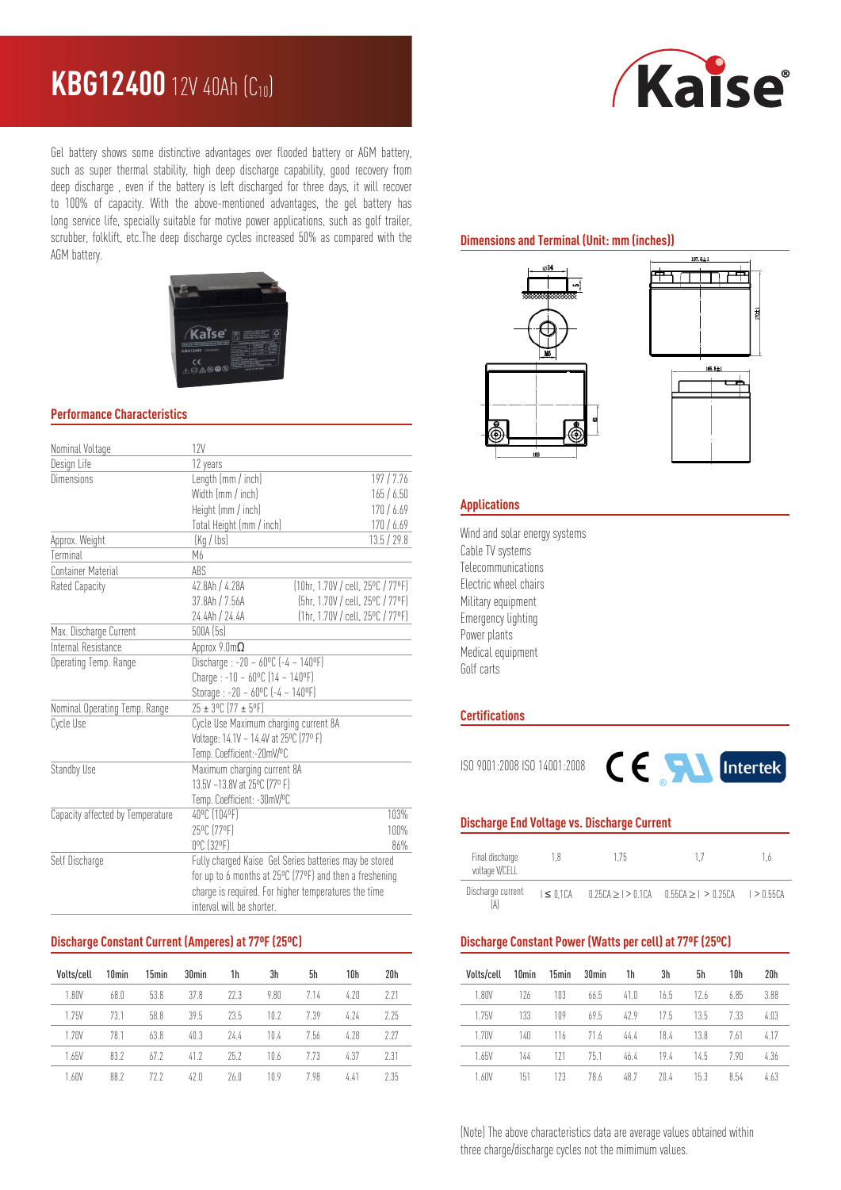# KBG12400 12V 40Ah ($C_{10}$)

Gel battery shows some distinctive advantages over flooded battery or AGM battery, such as super thermal stability, high deep discharge capability, good recovery from deep discharge , even if the battery is left discharged for three days, it will recover to 100% of capacity. With the above-mentioned advantages, the gel battery has long service life, specially suitable for motive power applications, such as golf trailer, scrubber, folklift, etc.The deep discharge cycles increased 50% as compared with the AGM battery.

## Performance Characteristics

| | | |
|---|---|---|
| Nominal Voltage | 12V | |
| Design Life | 12 years | |
| Dimensions | Length (mm / inch) | 197 / 7.76 |
| | Width (mm / inch) | 165 / 6.50 |
| | Height (mm / inch) | 170 / 6.69 |
| | Total Height (mm / inch) | 170 / 6.69 |
| Approx. Weight | (Kg / lbs) | 13.5 / 29.8 |
| Terminal | M6 | |
| Container Material | ABS | |
| Rated Capacity | 42.8Ah / 4.28A | (10hr, 1.70V / cell, 25ºC / 77ºF) |
| | 37.8Ah / 7.56A | (5hr, 1.70V / cell, 25ºC / 77ºF) |
| | 24.4Ah / 24.4A | (1hr, 1.70V / cell, 25ºC / 77ºF) |
| Max. Discharge Current | 500A (5s) | |
| Internal Resistance | Approx 9.0mΩ | |
| Operating Temp. Range | Discharge : -20 ~ 60ºC (-4 ~ 140ºF) | |
| | Charge : -10 ~ 60ºC (14 ~ 140ºF) | |
| | Storage : -20 ~ 60ºC (-4 ~ 140ºF) | |
| Nominal Operating Temp. Range | 25 ± 3ºC (77 ± 5ºF) | |
| Cycle Use | Cycle Use Maximum charging current 8A | |
| | Voltage: 14.1V ~ 14.4V at 25ºC (77º F) | |
| | Temp. Coefficient:-20mV/ºC | |
| Standby Use | Maximum charging current 8A | |
| | 13.5V ~13.8V at 25ºC (77º F) | |
| | Temp. Coefficient: -30mV/ºC | |
| Capacity affected by Temperature | 40ºC (104ºF) | 103% |
| | 25ºC (77ºF) | 100% |
| | 0ºC (32ºF) | 86% |
| Self Discharge | Fully charged Kaise Gel Series batteries may be stored for up to 6 months at 25ºC (77ºF) and then a freshening charge is required. For higher temperatures the time interval will be shorter. | |

## Dimensions and Terminal (Unit: mm (inches))

## Applications

Wind and solar energy systems
Cable TV systems
Telecommunications
Electric wheel chairs
Military equipment
Emergency lighting
Power plants
Medical equipment
Golf carts

## Certifications

ISO 9001:2008 ISO 14001:2008

## Discharge End Voltage vs. Discharge Current

| Final discharge voltage V/CELL | 1,8 | 1,75 | 1,7 | 1,6 |
|---|---|---|---|---|
| Discharge current (A) | I ≤ 0,1CA | 0.25CA ≥ I > 0.1CA | 0.55CA ≥ I > 0.25CA | I > 0.55CA |

## Discharge Constant Current (Amperes) at 77ºF (25ºC)

| Volts/cell | 10min | 15min | 30min | 1h | 3h | 5h | 10h | 20h |
|---|---|---|---|---|---|---|---|---|
| 1.80V | 68.0 | 53.8 | 37.8 | 22.3 | 9.80 | 7.14 | 4.20 | 2.21 |
| 1.75V | 73.1 | 58.8 | 39.5 | 23.5 | 10.2 | 7.39 | 4.24 | 2.25 |
| 1.70V | 78.1 | 63.8 | 40.3 | 24.4 | 10.4 | 7.56 | 4.28 | 2.27 |
| 1.65V | 83.2 | 67.2 | 41.2 | 25.2 | 10.6 | 7.73 | 4.37 | 2.31 |
| 1.60V | 88.2 | 72.2 | 42.0 | 26.0 | 10.9 | 7.98 | 4.41 | 2.35 |

## Discharge Constant Power (Watts per cell) at 77ºF (25ºC)

| Volts/cell | 10min | 15min | 30min | 1h | 3h | 5h | 10h | 20h |
|---|---|---|---|---|---|---|---|---|
| 1.80V | 126 | 103 | 66.5 | 41.0 | 16.5 | 12.6 | 6.85 | 3.88 |
| 1.75V | 133 | 109 | 69.5 | 42.9 | 17.5 | 13.5 | 7.33 | 4.03 |
| 1.70V | 140 | 116 | 71.6 | 44.4 | 18.4 | 13.8 | 7.61 | 4.17 |
| 1.65V | 144 | 121 | 75.1 | 46.4 | 19.4 | 14.5 | 7.90 | 4.36 |
| 1.60V | 151 | 123 | 78.6 | 48.7 | 20.4 | 15.3 | 8.54 | 4.63 |

(Note) The above characteristics data are average values obtained within three charge/discharge cycles not the mimimum values.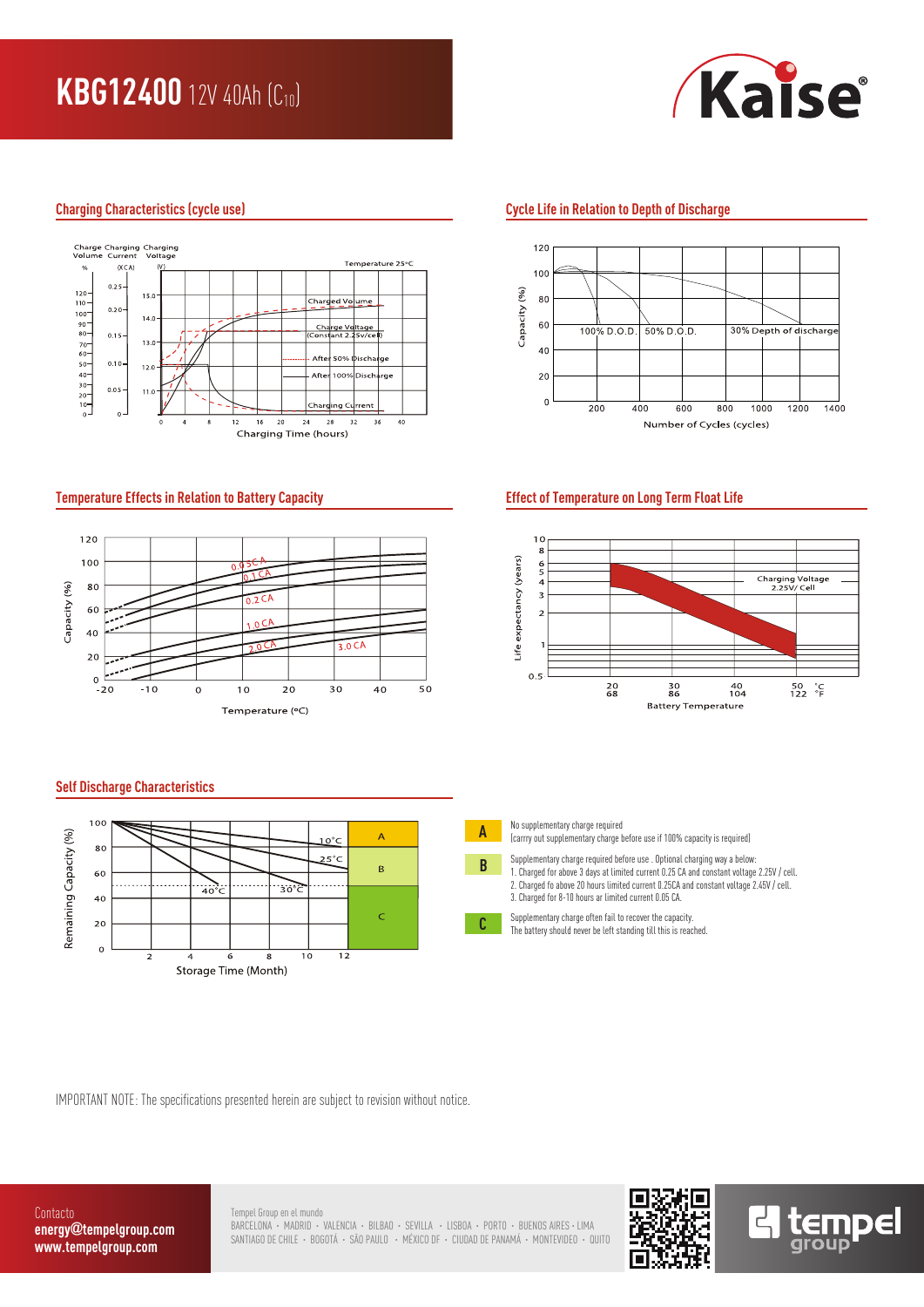# KBG12400 12V 40Ah ($C_{10}$)

Kaise

## Charging Characteristics (cycle use)

Charge Volume % | Charging Current (KCA) | Charging Voltage (V)

Temperature 25ºC

Charged Volume

Charge Voltage (Constant 2.25v/cell)

After 50% Discharge

After 100% Discharge

Charging Current

Charging Time (hours)

## Cycle Life in Relation to Depth of Discharge

Capacity (%)

100% D.O.D.

50% D.O.D.

30% Depth of discharge

Number of Cycles (cycles)

## Temperature Effects in Relation to Battery Capacity

Capacity (%)

0.05CA

0.1CA

0.2CA

1.0CA

2.0CA

3.0CA

Temperature (ºC)

## Effect of Temperature on Long Term Float Life

Life expectancy (years)

Charging Voltage 2.25V/ Cell

Battery Temperature

°C 20 30 40 50

°F 68 86 104 122

## Self Discharge Characteristics

Remaining Capacity (%)

10°C

25°C

40°C

30°C

Storage Time (Month)

**A** No supplementary charge required (carrry out supplementary charge before use if 100% capacity is required)

**B** Supplementary charge required before use . Optional charging way a below:
1. Charged for above 3 days at limited current 0.25 CA and constant voltage 2.25V / cell.
2. Charged fo above 20 hours limited current 0.25CA and constant voltage 2.45V / cell.
3. Charged for 8-10 hours ar limited current 0.05 CA.

**C** Supplementary charge often fail to recover the capacity. The battery should never be left standing till this is reached.

IMPORTANT NOTE: The specifications presented herein are subject to revision without notice.

Contacto
**energy@tempelgroup.com**
**www.tempelgroup.com**

Tempel Group en el mundo
BARCELONA · MADRID · VALENCIA · BILBAO · SEVILLA · LISBOA · PORTO · BUENOS AIRES · LIMA
SANTIAGO DE CHILE · BOGOTÁ · SÃO PAULO · MÉXICO DF · CIUDAD DE PANAMÁ · MONTEVIDEO · QUITO

tempel group